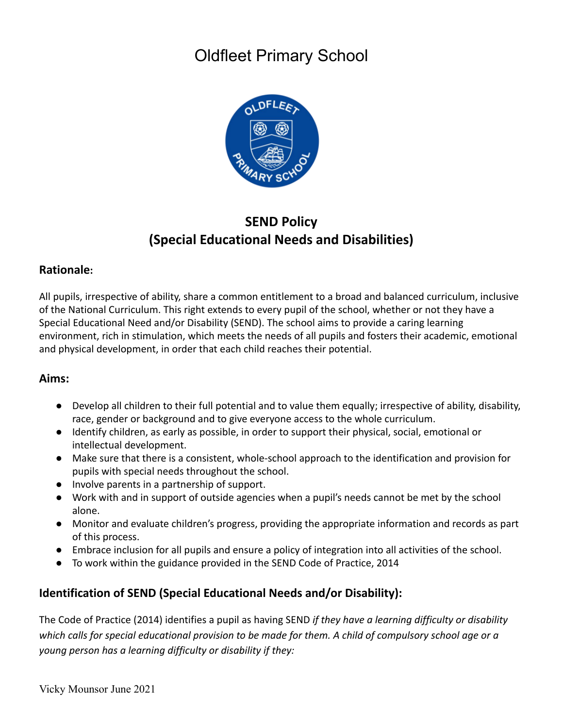# Oldfleet Primary School

## SEND Policy
## (Special Educational Needs and Disabilities)

### Rationale:

All pupils, irrespective of ability, share a common entitlement to a broad and balanced curriculum, inclusive of the National Curriculum. This right extends to every pupil of the school, whether or not they have a Special Educational Need and/or Disability (SEND). The school aims to provide a caring learning environment, rich in stimulation, which meets the needs of all pupils and fosters their academic, emotional and physical development, in order that each child reaches their potential.

### Aims:

- Develop all children to their full potential and to value them equally; irrespective of ability, disability, race, gender or background and to give everyone access to the whole curriculum.
- Identify children, as early as possible, in order to support their physical, social, emotional or intellectual development.
- Make sure that there is a consistent, whole-school approach to the identification and provision for pupils with special needs throughout the school.
- Involve parents in a partnership of support.
- Work with and in support of outside agencies when a pupil's needs cannot be met by the school alone.
- Monitor and evaluate children's progress, providing the appropriate information and records as part of this process.
- Embrace inclusion for all pupils and ensure a policy of integration into all activities of the school.
- To work within the guidance provided in the SEND Code of Practice, 2014

### Identification of SEND (Special Educational Needs and/or Disability):

The Code of Practice (2014) identifies a pupil as having SEND *if they have a learning difficulty or disability which calls for special educational provision to be made for them. A child of compulsory school age or a young person has a learning difficulty or disability if they:*

Vicky Mounsor June 2021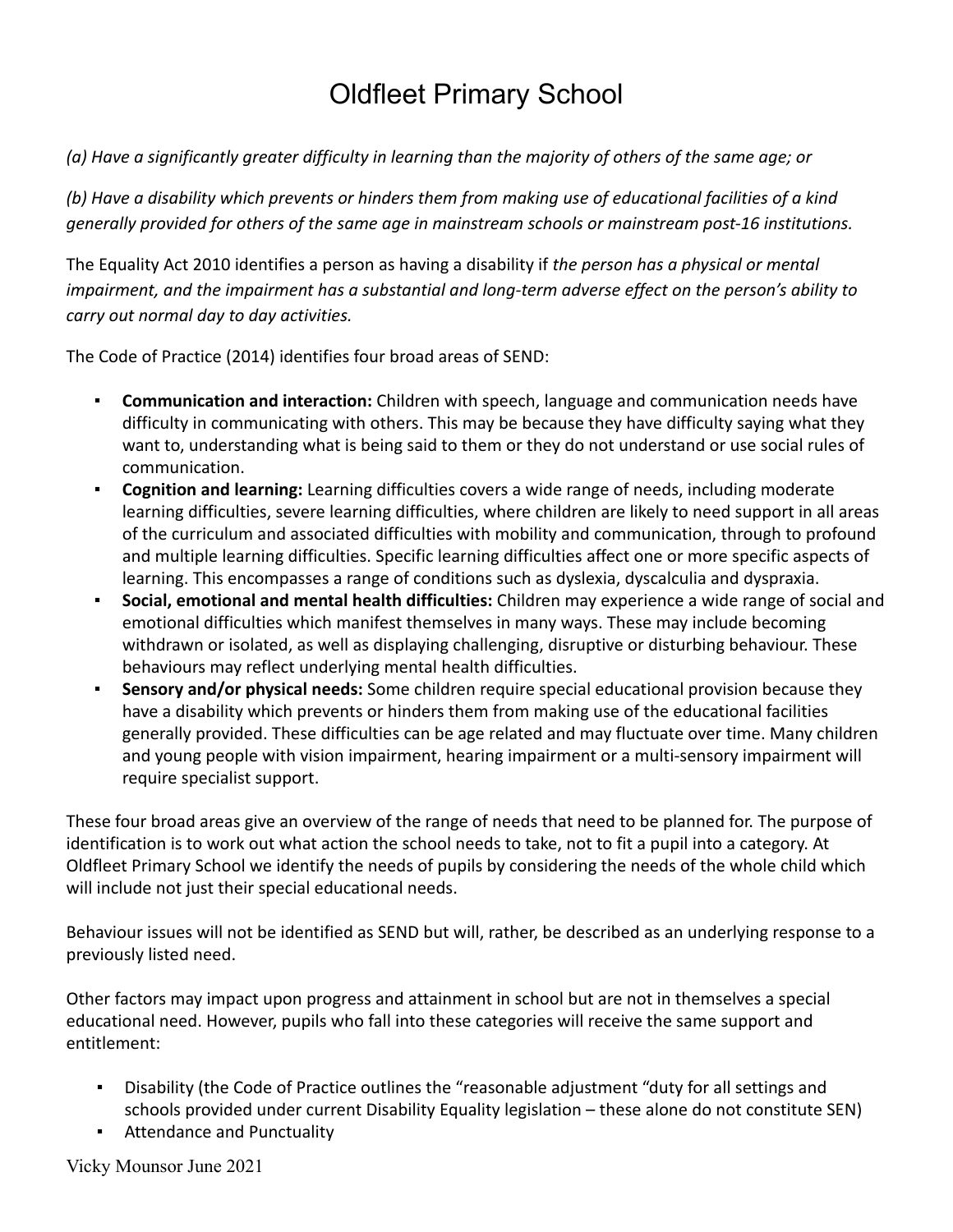*(a) Have a significantly greater difficulty in learning than the majority of others of the same age; or*

*(b) Have a disability which prevents or hinders them from making use of educational facilities of a kind generally provided for others of the same age in mainstream schools or mainstream post-16 institutions.*

The Equality Act 2010 identifies a person as having a disability if *the person has a physical or mental impairment, and the impairment has a substantial and long-term adverse effect on the person's ability to carry out normal day to day activities.*

The Code of Practice (2014) identifies four broad areas of SEND:

- **Communication and interaction:** Children with speech, language and communication needs have difficulty in communicating with others. This may be because they have difficulty saying what they want to, understanding what is being said to them or they do not understand or use social rules of communication.
- **Cognition and learning:** Learning difficulties covers a wide range of needs, including moderate learning difficulties, severe learning difficulties, where children are likely to need support in all areas of the curriculum and associated difficulties with mobility and communication, through to profound and multiple learning difficulties. Specific learning difficulties affect one or more specific aspects of learning. This encompasses a range of conditions such as dyslexia, dyscalculia and dyspraxia.
- **Social, emotional and mental health difficulties:** Children may experience a wide range of social and emotional difficulties which manifest themselves in many ways. These may include becoming withdrawn or isolated, as well as displaying challenging, disruptive or disturbing behaviour. These behaviours may reflect underlying mental health difficulties.
- **Sensory and/or physical needs:** Some children require special educational provision because they have a disability which prevents or hinders them from making use of the educational facilities generally provided. These difficulties can be age related and may fluctuate over time. Many children and young people with vision impairment, hearing impairment or a multi-sensory impairment will require specialist support.

These four broad areas give an overview of the range of needs that need to be planned for. The purpose of identification is to work out what action the school needs to take, not to fit a pupil into a category. At Oldfleet Primary School we identify the needs of pupils by considering the needs of the whole child which will include not just their special educational needs.

Behaviour issues will not be identified as SEND but will, rather, be described as an underlying response to a previously listed need.

Other factors may impact upon progress and attainment in school but are not in themselves a special educational need. However, pupils who fall into these categories will receive the same support and entitlement:

- Disability (the Code of Practice outlines the "reasonable adjustment "duty for all settings and schools provided under current Disability Equality legislation – these alone do not constitute SEN)
- Attendance and Punctuality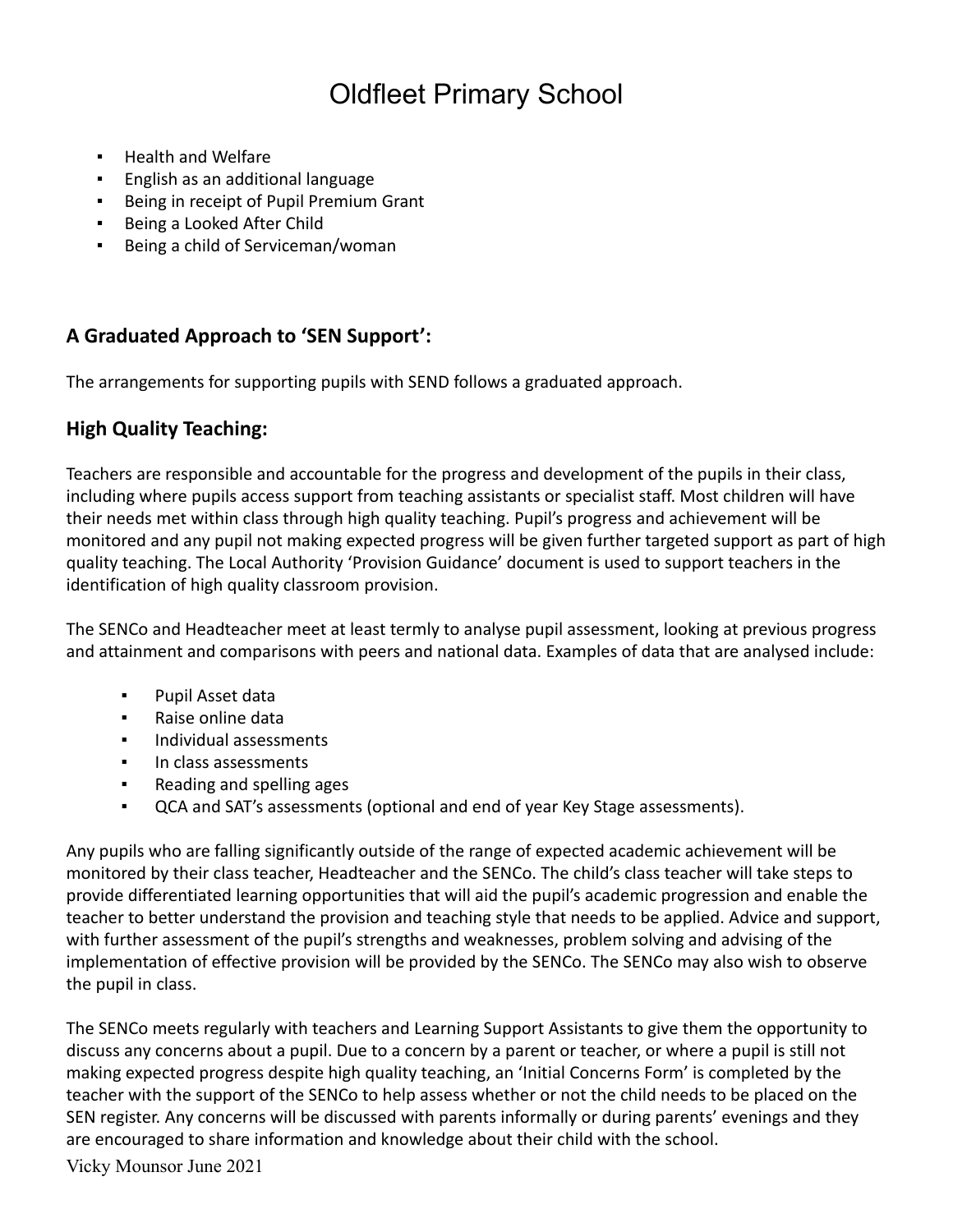- Health and Welfare
- English as an additional language
- Being in receipt of Pupil Premium Grant
- Being a Looked After Child
- Being a child of Serviceman/woman

## A Graduated Approach to 'SEN Support':

The arrangements for supporting pupils with SEND follows a graduated approach.

## High Quality Teaching:

Teachers are responsible and accountable for the progress and development of the pupils in their class, including where pupils access support from teaching assistants or specialist staff. Most children will have their needs met within class through high quality teaching. Pupil's progress and achievement will be monitored and any pupil not making expected progress will be given further targeted support as part of high quality teaching. The Local Authority 'Provision Guidance' document is used to support teachers in the identification of high quality classroom provision.

The SENCo and Headteacher meet at least termly to analyse pupil assessment, looking at previous progress and attainment and comparisons with peers and national data. Examples of data that are analysed include:

- Pupil Asset data
- Raise online data
- Individual assessments
- In class assessments
- Reading and spelling ages
- QCA and SAT's assessments (optional and end of year Key Stage assessments).

Any pupils who are falling significantly outside of the range of expected academic achievement will be monitored by their class teacher, Headteacher and the SENCo. The child's class teacher will take steps to provide differentiated learning opportunities that will aid the pupil's academic progression and enable the teacher to better understand the provision and teaching style that needs to be applied. Advice and support, with further assessment of the pupil's strengths and weaknesses, problem solving and advising of the implementation of effective provision will be provided by the SENCo. The SENCo may also wish to observe the pupil in class.

The SENCo meets regularly with teachers and Learning Support Assistants to give them the opportunity to discuss any concerns about a pupil. Due to a concern by a parent or teacher, or where a pupil is still not making expected progress despite high quality teaching, an 'Initial Concerns Form' is completed by the teacher with the support of the SENCo to help assess whether or not the child needs to be placed on the SEN register. Any concerns will be discussed with parents informally or during parents' evenings and they are encouraged to share information and knowledge about their child with the school.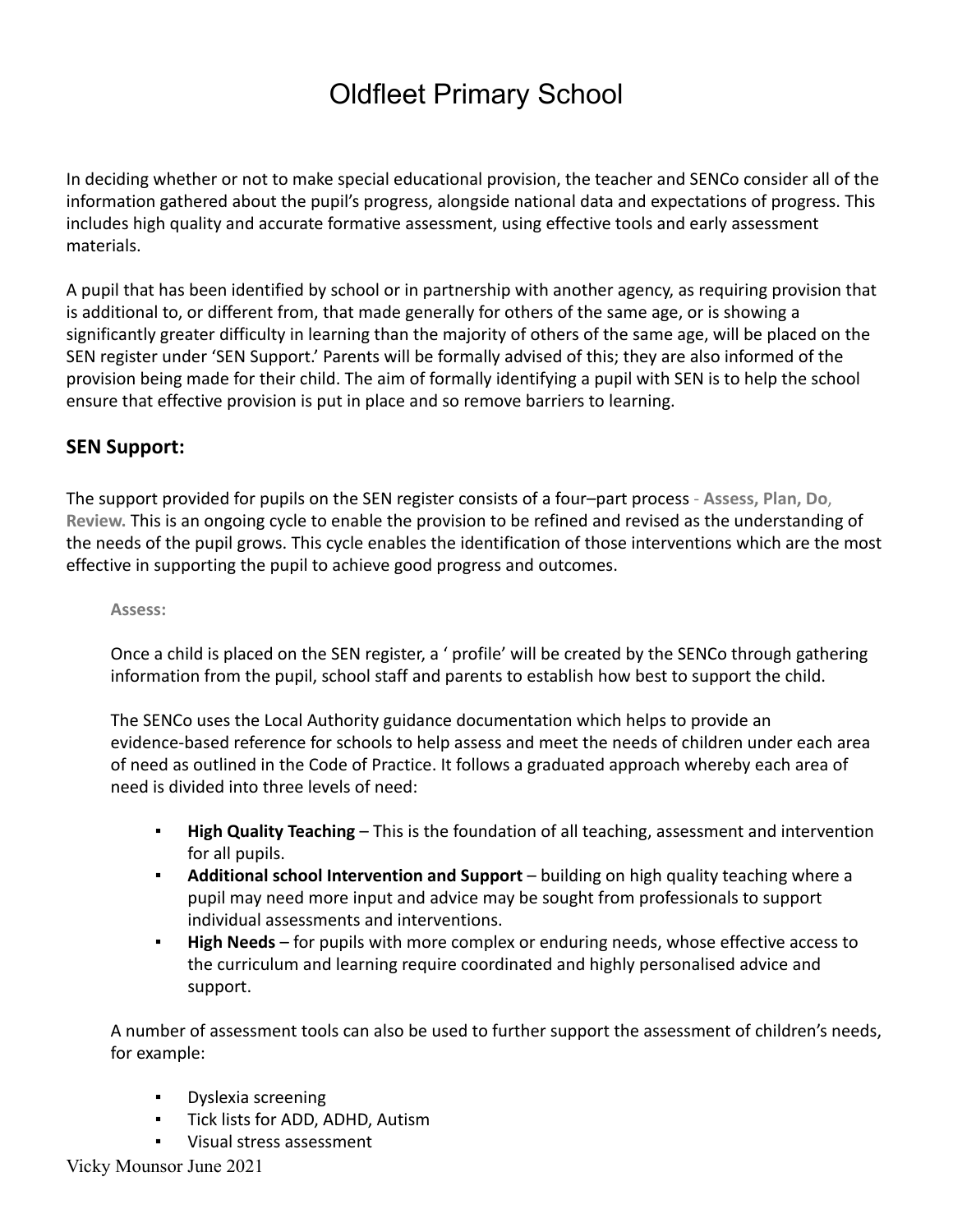# Oldfleet Primary School

In deciding whether or not to make special educational provision, the teacher and SENCo consider all of the information gathered about the pupil's progress, alongside national data and expectations of progress. This includes high quality and accurate formative assessment, using effective tools and early assessment materials.

A pupil that has been identified by school or in partnership with another agency, as requiring provision that is additional to, or different from, that made generally for others of the same age, or is showing a significantly greater difficulty in learning than the majority of others of the same age, will be placed on the SEN register under 'SEN Support.' Parents will be formally advised of this; they are also informed of the provision being made for their child. The aim of formally identifying a pupil with SEN is to help the school ensure that effective provision is put in place and so remove barriers to learning.

## SEN Support:

The support provided for pupils on the SEN register consists of a four–part process - **Assess, Plan, Do, Review.** This is an ongoing cycle to enable the provision to be refined and revised as the understanding of the needs of the pupil grows. This cycle enables the identification of those interventions which are the most effective in supporting the pupil to achieve good progress and outcomes.

**Assess:**

Once a child is placed on the SEN register, a ' profile' will be created by the SENCo through gathering information from the pupil, school staff and parents to establish how best to support the child.

The SENCo uses the Local Authority guidance documentation which helps to provide an evidence-based reference for schools to help assess and meet the needs of children under each area of need as outlined in the Code of Practice. It follows a graduated approach whereby each area of need is divided into three levels of need:

- **High Quality Teaching** – This is the foundation of all teaching, assessment and intervention for all pupils.
- **Additional school Intervention and Support** – building on high quality teaching where a pupil may need more input and advice may be sought from professionals to support individual assessments and interventions.
- **High Needs** – for pupils with more complex or enduring needs, whose effective access to the curriculum and learning require coordinated and highly personalised advice and support.

A number of assessment tools can also be used to further support the assessment of children's needs, for example:

- Dyslexia screening
- Tick lists for ADD, ADHD, Autism
- Visual stress assessment

Vicky Mounsor June 2021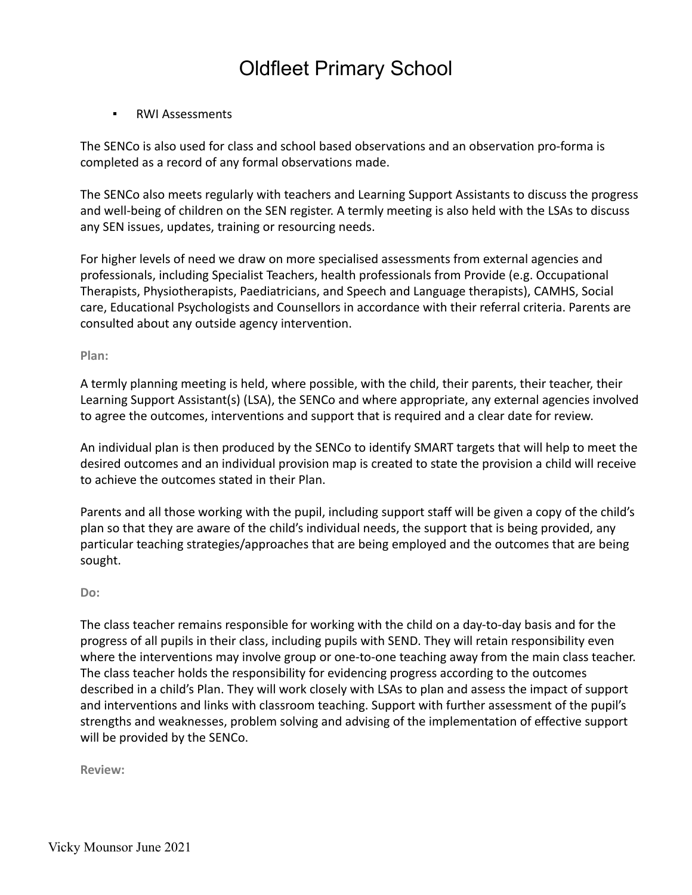- RWI Assessments

The SENCo is also used for class and school based observations and an observation pro-forma is completed as a record of any formal observations made.

The SENCo also meets regularly with teachers and Learning Support Assistants to discuss the progress and well-being of children on the SEN register. A termly meeting is also held with the LSAs to discuss any SEN issues, updates, training or resourcing needs.

For higher levels of need we draw on more specialised assessments from external agencies and professionals, including Specialist Teachers, health professionals from Provide (e.g. Occupational Therapists, Physiotherapists, Paediatricians, and Speech and Language therapists), CAMHS, Social care, Educational Psychologists and Counsellors in accordance with their referral criteria. Parents are consulted about any outside agency intervention.

**Plan:**

A termly planning meeting is held, where possible, with the child, their parents, their teacher, their Learning Support Assistant(s) (LSA), the SENCo and where appropriate, any external agencies involved to agree the outcomes, interventions and support that is required and a clear date for review.

An individual plan is then produced by the SENCo to identify SMART targets that will help to meet the desired outcomes and an individual provision map is created to state the provision a child will receive to achieve the outcomes stated in their Plan.

Parents and all those working with the pupil, including support staff will be given a copy of the child's plan so that they are aware of the child's individual needs, the support that is being provided, any particular teaching strategies/approaches that are being employed and the outcomes that are being sought.

**Do:**

The class teacher remains responsible for working with the child on a day-to-day basis and for the progress of all pupils in their class, including pupils with SEND. They will retain responsibility even where the interventions may involve group or one-to-one teaching away from the main class teacher. The class teacher holds the responsibility for evidencing progress according to the outcomes described in a child's Plan. They will work closely with LSAs to plan and assess the impact of support and interventions and links with classroom teaching. Support with further assessment of the pupil's strengths and weaknesses, problem solving and advising of the implementation of effective support will be provided by the SENCo.

**Review:**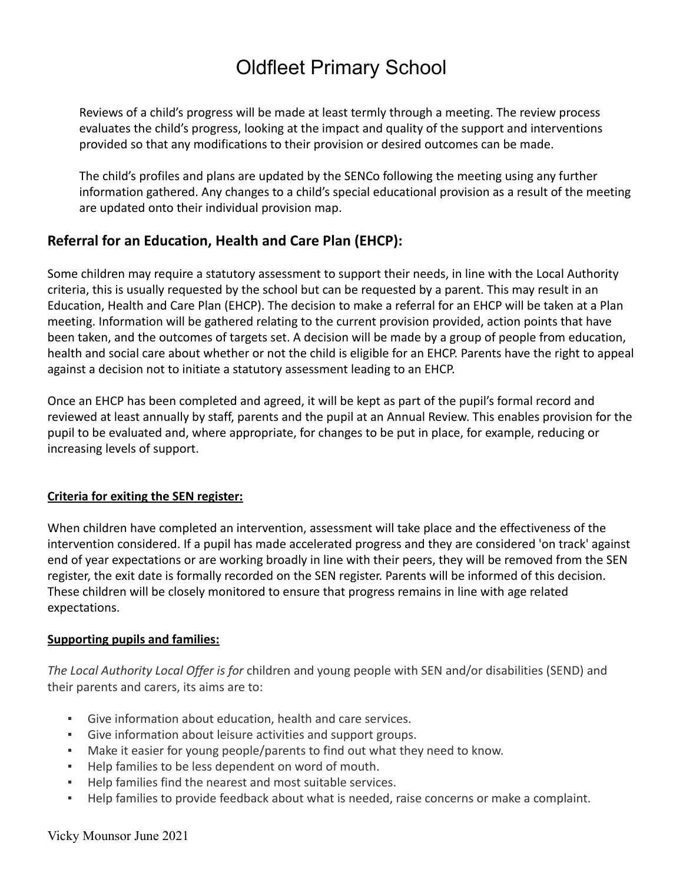Reviews of a child's progress will be made at least termly through a meeting. The review process evaluates the child's progress, looking at the impact and quality of the support and interventions provided so that any modifications to their provision or desired outcomes can be made.

The child's profiles and plans are updated by the SENCo following the meeting using any further information gathered. Any changes to a child's special educational provision as a result of the meeting are updated onto their individual provision map.

## Referral for an Education, Health and Care Plan (EHCP):

Some children may require a statutory assessment to support their needs, in line with the Local Authority criteria, this is usually requested by the school but can be requested by a parent. This may result in an Education, Health and Care Plan (EHCP). The decision to make a referral for an EHCP will be taken at a Plan meeting. Information will be gathered relating to the current provision provided, action points that have been taken, and the outcomes of targets set. A decision will be made by a group of people from education, health and social care about whether or not the child is eligible for an EHCP. Parents have the right to appeal against a decision not to initiate a statutory assessment leading to an EHCP.

Once an EHCP has been completed and agreed, it will be kept as part of the pupil's formal record and reviewed at least annually by staff, parents and the pupil at an Annual Review. This enables provision for the pupil to be evaluated and, where appropriate, for changes to be put in place, for example, reducing or increasing levels of support.

**Criteria for exiting the SEN register:**

When children have completed an intervention, assessment will take place and the effectiveness of the intervention considered. If a pupil has made accelerated progress and they are considered 'on track' against end of year expectations or are working broadly in line with their peers, they will be removed from the SEN register, the exit date is formally recorded on the SEN register. Parents will be informed of this decision. These children will be closely monitored to ensure that progress remains in line with age related expectations.

**Supporting pupils and families:**

*The Local Authority Local Offer is for* children and young people with SEN and/or disabilities (SEND) and their parents and carers, its aims are to:

- Give information about education, health and care services.
- Give information about leisure activities and support groups.
- Make it easier for young people/parents to find out what they need to know.
- Help families to be less dependent on word of mouth.
- Help families find the nearest and most suitable services.
- Help families to provide feedback about what is needed, raise concerns or make a complaint.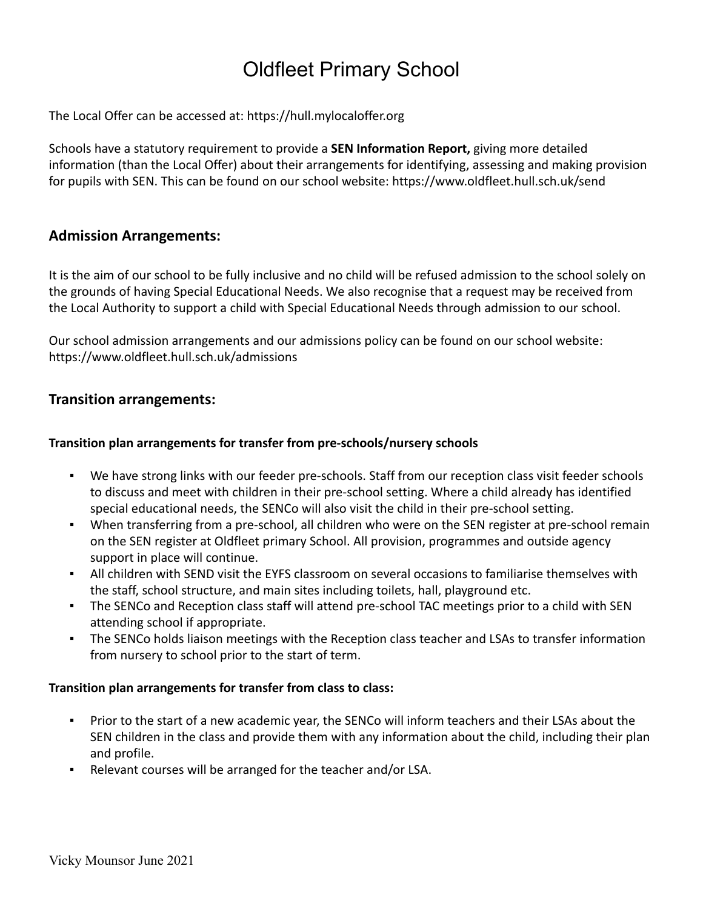# Oldfleet Primary School

The Local Offer can be accessed at: https://hull.mylocaloffer.org

Schools have a statutory requirement to provide a **SEN Information Report,** giving more detailed information (than the Local Offer) about their arrangements for identifying, assessing and making provision for pupils with SEN. This can be found on our school website: https://www.oldfleet.hull.sch.uk/send

## Admission Arrangements:

It is the aim of our school to be fully inclusive and no child will be refused admission to the school solely on the grounds of having Special Educational Needs. We also recognise that a request may be received from the Local Authority to support a child with Special Educational Needs through admission to our school.

Our school admission arrangements and our admissions policy can be found on our school website: https://www.oldfleet.hull.sch.uk/admissions

## Transition arrangements:

### Transition plan arrangements for transfer from pre-schools/nursery schools

- We have strong links with our feeder pre-schools. Staff from our reception class visit feeder schools to discuss and meet with children in their pre-school setting. Where a child already has identified special educational needs, the SENCo will also visit the child in their pre-school setting.
- When transferring from a pre-school, all children who were on the SEN register at pre-school remain on the SEN register at Oldfleet primary School. All provision, programmes and outside agency support in place will continue.
- All children with SEND visit the EYFS classroom on several occasions to familiarise themselves with the staff, school structure, and main sites including toilets, hall, playground etc.
- The SENCo and Reception class staff will attend pre-school TAC meetings prior to a child with SEN attending school if appropriate.
- The SENCo holds liaison meetings with the Reception class teacher and LSAs to transfer information from nursery to school prior to the start of term.

### Transition plan arrangements for transfer from class to class:

- Prior to the start of a new academic year, the SENCo will inform teachers and their LSAs about the SEN children in the class and provide them with any information about the child, including their plan and profile.
- Relevant courses will be arranged for the teacher and/or LSA.

Vicky Mounsor June 2021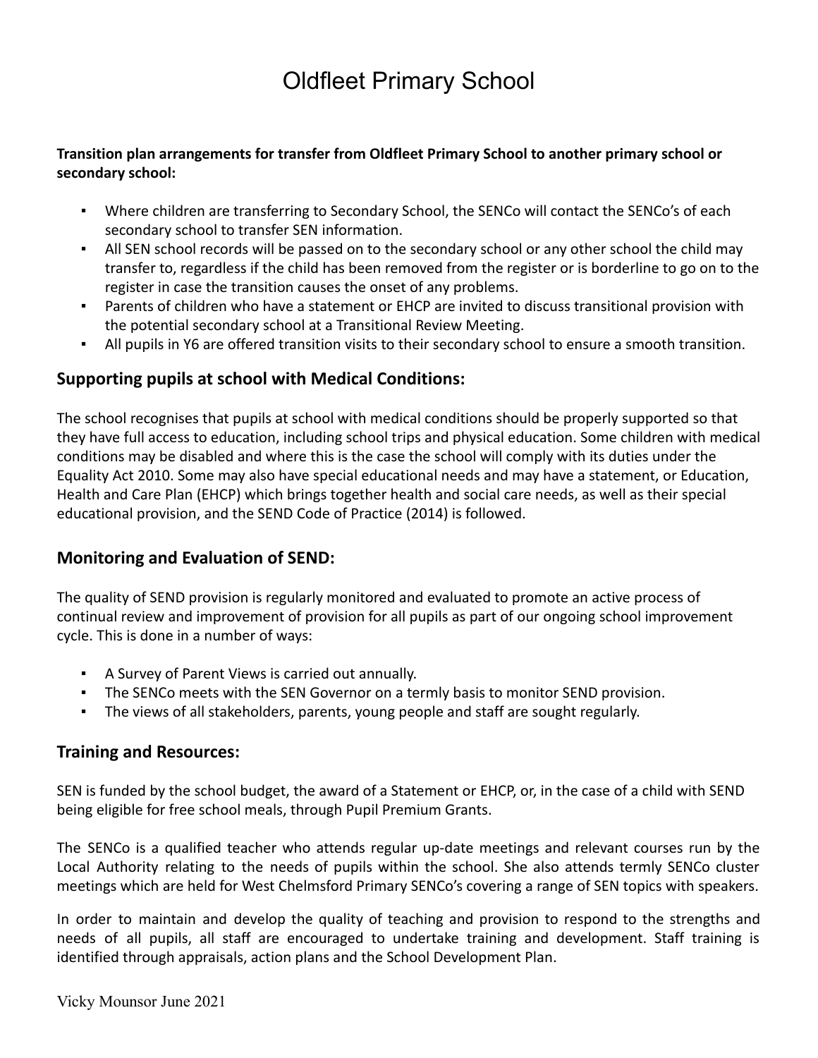# Oldfleet Primary School

**Transition plan arrangements for transfer from Oldfleet Primary School to another primary school or secondary school:**

- Where children are transferring to Secondary School, the SENCo will contact the SENCo's of each secondary school to transfer SEN information.
- All SEN school records will be passed on to the secondary school or any other school the child may transfer to, regardless if the child has been removed from the register or is borderline to go on to the register in case the transition causes the onset of any problems.
- Parents of children who have a statement or EHCP are invited to discuss transitional provision with the potential secondary school at a Transitional Review Meeting.
- All pupils in Y6 are offered transition visits to their secondary school to ensure a smooth transition.

## Supporting pupils at school with Medical Conditions:

The school recognises that pupils at school with medical conditions should be properly supported so that they have full access to education, including school trips and physical education. Some children with medical conditions may be disabled and where this is the case the school will comply with its duties under the Equality Act 2010. Some may also have special educational needs and may have a statement, or Education, Health and Care Plan (EHCP) which brings together health and social care needs, as well as their special educational provision, and the SEND Code of Practice (2014) is followed.

## Monitoring and Evaluation of SEND:

The quality of SEND provision is regularly monitored and evaluated to promote an active process of continual review and improvement of provision for all pupils as part of our ongoing school improvement cycle. This is done in a number of ways:

- A Survey of Parent Views is carried out annually.
- The SENCo meets with the SEN Governor on a termly basis to monitor SEND provision.
- The views of all stakeholders, parents, young people and staff are sought regularly.

## Training and Resources:

SEN is funded by the school budget, the award of a Statement or EHCP, or, in the case of a child with SEND being eligible for free school meals, through Pupil Premium Grants.

The SENCo is a qualified teacher who attends regular up-date meetings and relevant courses run by the Local Authority relating to the needs of pupils within the school. She also attends termly SENCo cluster meetings which are held for West Chelmsford Primary SENCo's covering a range of SEN topics with speakers.

In order to maintain and develop the quality of teaching and provision to respond to the strengths and needs of all pupils, all staff are encouraged to undertake training and development. Staff training is identified through appraisals, action plans and the School Development Plan.

Vicky Mounsor June 2021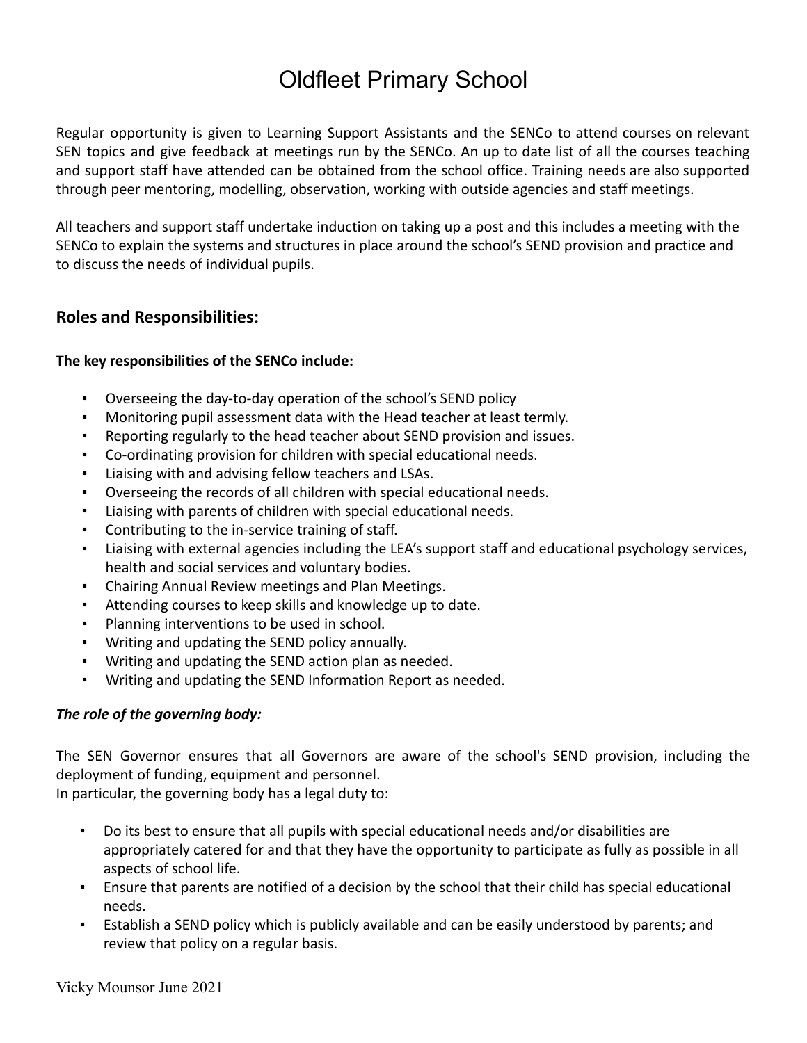Regular opportunity is given to Learning Support Assistants and the SENCo to attend courses on relevant SEN topics and give feedback at meetings run by the SENCo. An up to date list of all the courses teaching and support staff have attended can be obtained from the school office. Training needs are also supported through peer mentoring, modelling, observation, working with outside agencies and staff meetings.

All teachers and support staff undertake induction on taking up a post and this includes a meeting with the SENCo to explain the systems and structures in place around the school's SEND provision and practice and to discuss the needs of individual pupils.

## Roles and Responsibilities:

**The key responsibilities of the SENCo include:**

- Overseeing the day-to-day operation of the school's SEND policy
- Monitoring pupil assessment data with the Head teacher at least termly.
- Reporting regularly to the head teacher about SEND provision and issues.
- Co-ordinating provision for children with special educational needs.
- Liaising with and advising fellow teachers and LSAs.
- Overseeing the records of all children with special educational needs.
- Liaising with parents of children with special educational needs.
- Contributing to the in-service training of staff.
- Liaising with external agencies including the LEA's support staff and educational psychology services, health and social services and voluntary bodies.
- Chairing Annual Review meetings and Plan Meetings.
- Attending courses to keep skills and knowledge up to date.
- Planning interventions to be used in school.
- Writing and updating the SEND policy annually.
- Writing and updating the SEND action plan as needed.
- Writing and updating the SEND Information Report as needed.

***The role of the governing body:***

The SEN Governor ensures that all Governors are aware of the school's SEND provision, including the deployment of funding, equipment and personnel.
In particular, the governing body has a legal duty to:

- Do its best to ensure that all pupils with special educational needs and/or disabilities are appropriately catered for and that they have the opportunity to participate as fully as possible in all aspects of school life.
- Ensure that parents are notified of a decision by the school that their child has special educational needs.
- Establish a SEND policy which is publicly available and can be easily understood by parents; and review that policy on a regular basis.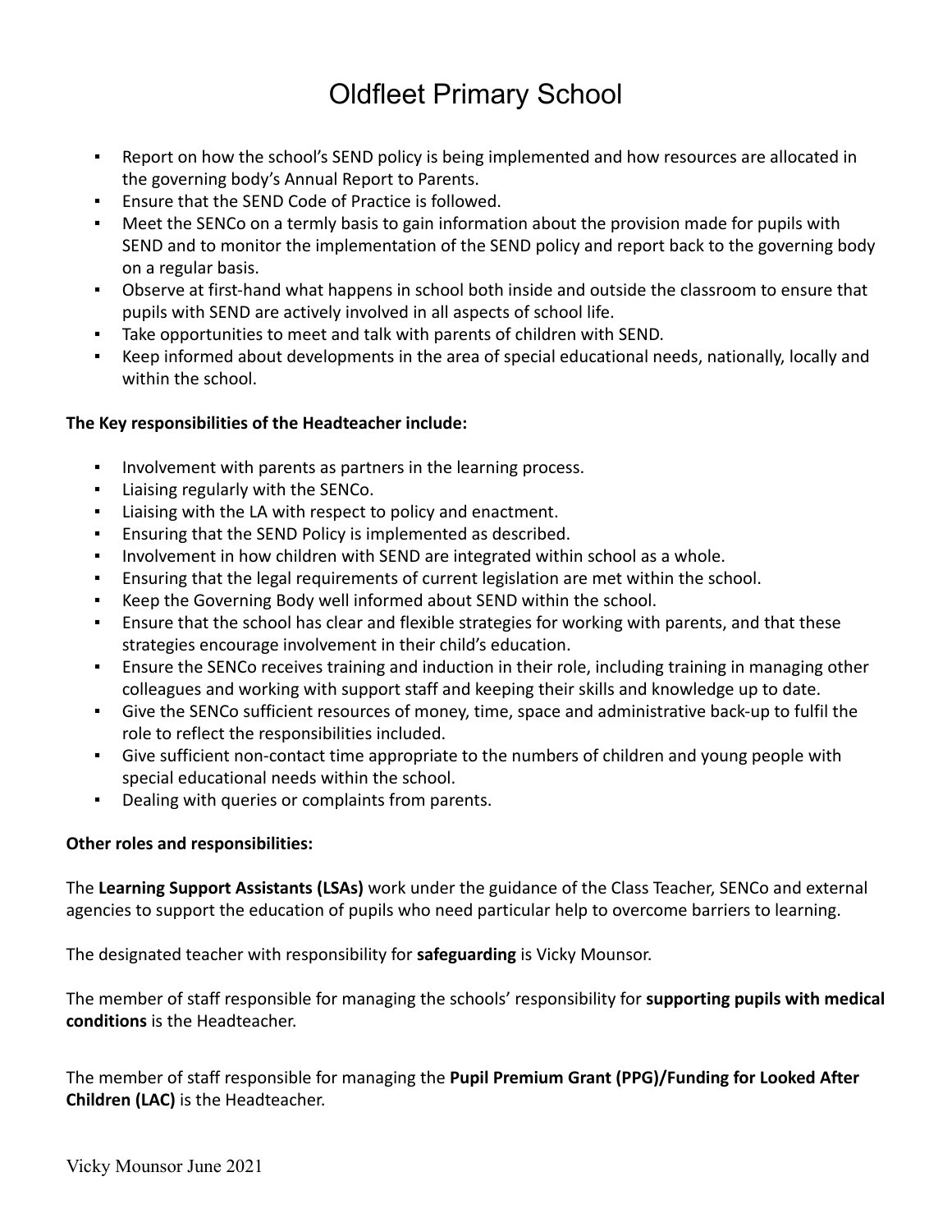- Report on how the school's SEND policy is being implemented and how resources are allocated in the governing body's Annual Report to Parents.
- Ensure that the SEND Code of Practice is followed.
- Meet the SENCo on a termly basis to gain information about the provision made for pupils with SEND and to monitor the implementation of the SEND policy and report back to the governing body on a regular basis.
- Observe at first-hand what happens in school both inside and outside the classroom to ensure that pupils with SEND are actively involved in all aspects of school life.
- Take opportunities to meet and talk with parents of children with SEND.
- Keep informed about developments in the area of special educational needs, nationally, locally and within the school.

**The Key responsibilities of the Headteacher include:**

- Involvement with parents as partners in the learning process.
- Liaising regularly with the SENCo.
- Liaising with the LA with respect to policy and enactment.
- Ensuring that the SEND Policy is implemented as described.
- Involvement in how children with SEND are integrated within school as a whole.
- Ensuring that the legal requirements of current legislation are met within the school.
- Keep the Governing Body well informed about SEND within the school.
- Ensure that the school has clear and flexible strategies for working with parents, and that these strategies encourage involvement in their child's education.
- Ensure the SENCo receives training and induction in their role, including training in managing other colleagues and working with support staff and keeping their skills and knowledge up to date.
- Give the SENCo sufficient resources of money, time, space and administrative back-up to fulfil the role to reflect the responsibilities included.
- Give sufficient non-contact time appropriate to the numbers of children and young people with special educational needs within the school.
- Dealing with queries or complaints from parents.

**Other roles and responsibilities:**

The **Learning Support Assistants (LSAs)** work under the guidance of the Class Teacher, SENCo and external agencies to support the education of pupils who need particular help to overcome barriers to learning.

The designated teacher with responsibility for **safeguarding** is Vicky Mounsor.

The member of staff responsible for managing the schools' responsibility for **supporting pupils with medical conditions** is the Headteacher.

The member of staff responsible for managing the **Pupil Premium Grant (PPG)/Funding for Looked After Children (LAC)** is the Headteacher.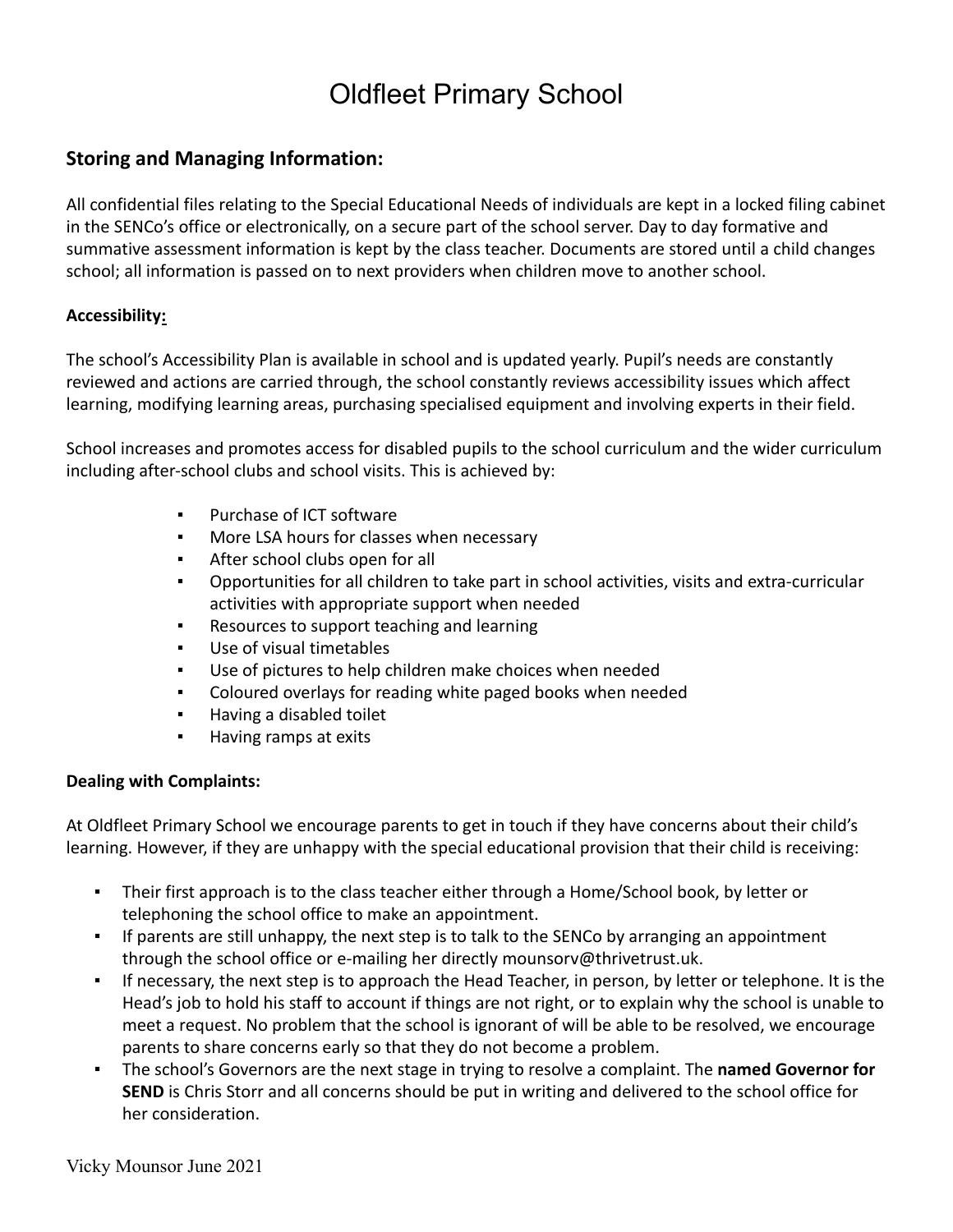# Oldfleet Primary School

## Storing and Managing Information:

All confidential files relating to the Special Educational Needs of individuals are kept in a locked filing cabinet in the SENCo's office or electronically, on a secure part of the school server. Day to day formative and summative assessment information is kept by the class teacher. Documents are stored until a child changes school; all information is passed on to next providers when children move to another school.

**Accessibility:**

The school's Accessibility Plan is available in school and is updated yearly. Pupil's needs are constantly reviewed and actions are carried through, the school constantly reviews accessibility issues which affect learning, modifying learning areas, purchasing specialised equipment and involving experts in their field.

School increases and promotes access for disabled pupils to the school curriculum and the wider curriculum including after-school clubs and school visits. This is achieved by:

- Purchase of ICT software
- More LSA hours for classes when necessary
- After school clubs open for all
- Opportunities for all children to take part in school activities, visits and extra-curricular activities with appropriate support when needed
- Resources to support teaching and learning
- Use of visual timetables
- Use of pictures to help children make choices when needed
- Coloured overlays for reading white paged books when needed
- Having a disabled toilet
- Having ramps at exits

**Dealing with Complaints:**

At Oldfleet Primary School we encourage parents to get in touch if they have concerns about their child's learning. However, if they are unhappy with the special educational provision that their child is receiving:

- Their first approach is to the class teacher either through a Home/School book, by letter or telephoning the school office to make an appointment.
- If parents are still unhappy, the next step is to talk to the SENCo by arranging an appointment through the school office or e-mailing her directly mounsorv@thrivetrust.uk.
- If necessary, the next step is to approach the Head Teacher, in person, by letter or telephone. It is the Head's job to hold his staff to account if things are not right, or to explain why the school is unable to meet a request. No problem that the school is ignorant of will be able to be resolved, we encourage parents to share concerns early so that they do not become a problem.
- The school's Governors are the next stage in trying to resolve a complaint. The **named Governor for SEND** is Chris Storr and all concerns should be put in writing and delivered to the school office for her consideration.

Vicky Mounsor June 2021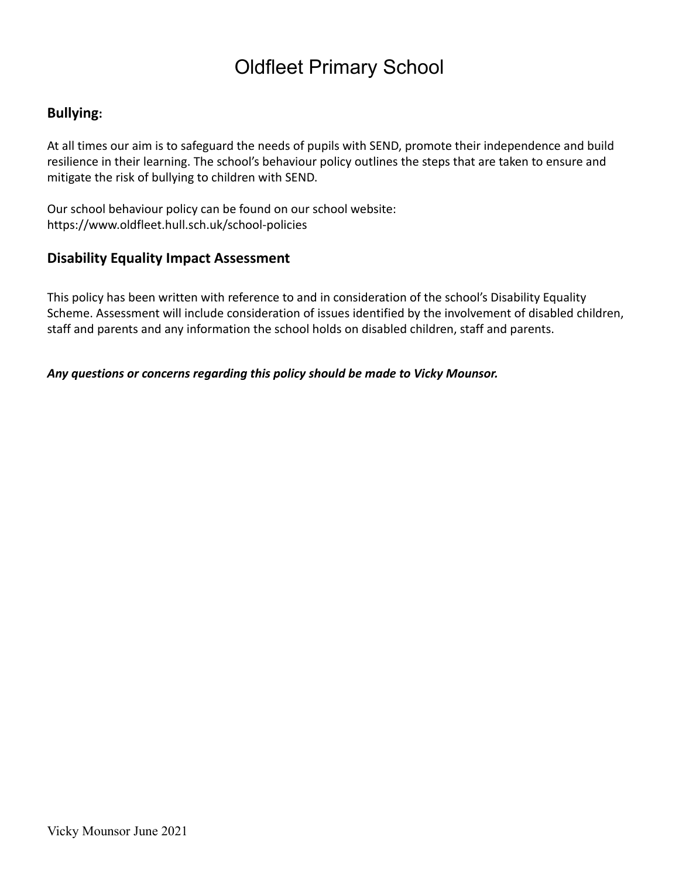# Oldfleet Primary School

## **Bullying:**

At all times our aim is to safeguard the needs of pupils with SEND, promote their independence and build resilience in their learning. The school's behaviour policy outlines the steps that are taken to ensure and mitigate the risk of bullying to children with SEND.

Our school behaviour policy can be found on our school website:
https://www.oldfleet.hull.sch.uk/school-policies

## **Disability Equality Impact Assessment**

This policy has been written with reference to and in consideration of the school's Disability Equality Scheme. Assessment will include consideration of issues identified by the involvement of disabled children, staff and parents and any information the school holds on disabled children, staff and parents.

***Any questions or concerns regarding this policy should be made to Vicky Mounsor.***

Vicky Mounsor June 2021